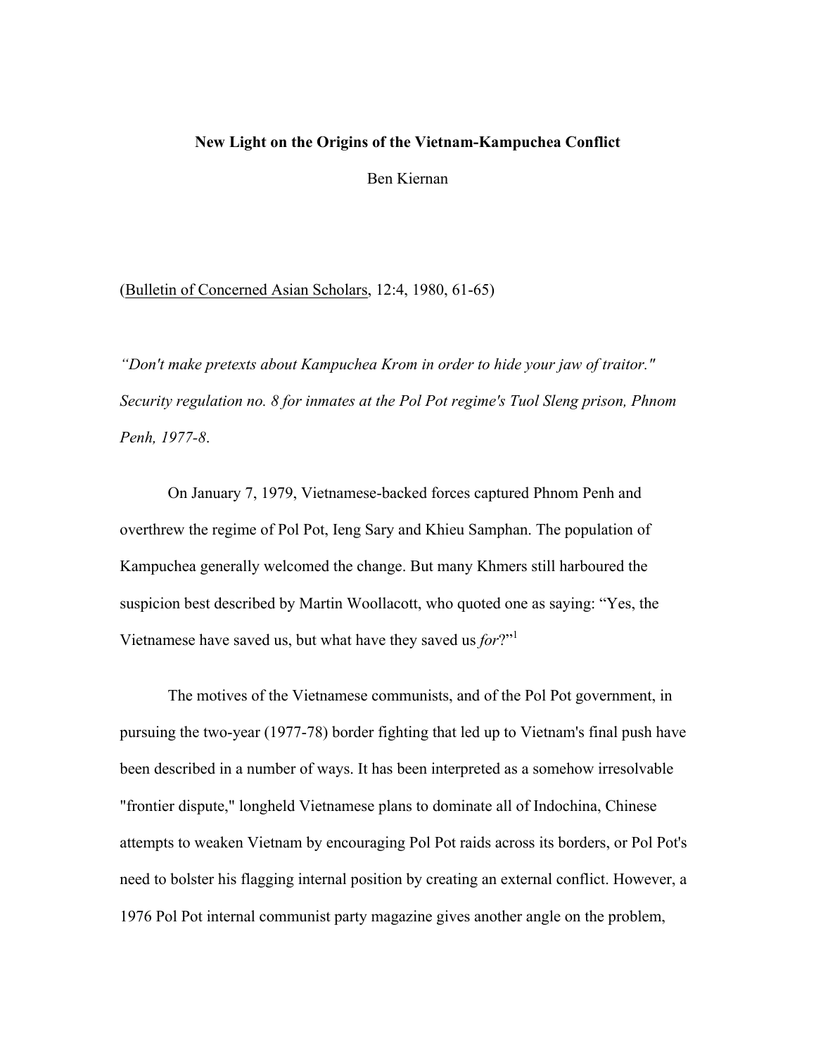# New Light on the Origins of the Vietnam-Kampuchea Conflict

Ben Kiernan

(Bulletin of Concerned Asian Scholars, 12:4, 1980, 61-65)

*"Don't make pretexts about Kampuchea Krom in order to hide your jaw of traitor." Security regulation no. 8 for inmates at the Pol Pot regime's Tuol Sleng prison, Phnom Penh, 1977-8.*

On January 7, 1979, Vietnamese-backed forces captured Phnom Penh and overthrew the regime of Pol Pot, Ieng Sary and Khieu Samphan. The population of Kampuchea generally welcomed the change. But many Khmers still harboured the suspicion best described by Martin Woollacott, who quoted one as saying: "Yes, the Vietnamese have saved us, but what have they saved us *for*?"[1]

The motives of the Vietnamese communists, and of the Pol Pot government, in pursuing the two-year (1977-78) border fighting that led up to Vietnam's final push have been described in a number of ways. It has been interpreted as a somehow irresolvable "frontier dispute," longheld Vietnamese plans to dominate all of Indochina, Chinese attempts to weaken Vietnam by encouraging Pol Pot raids across its borders, or Pol Pot's need to bolster his flagging internal position by creating an external conflict. However, a 1976 Pol Pot internal communist party magazine gives another angle on the problem,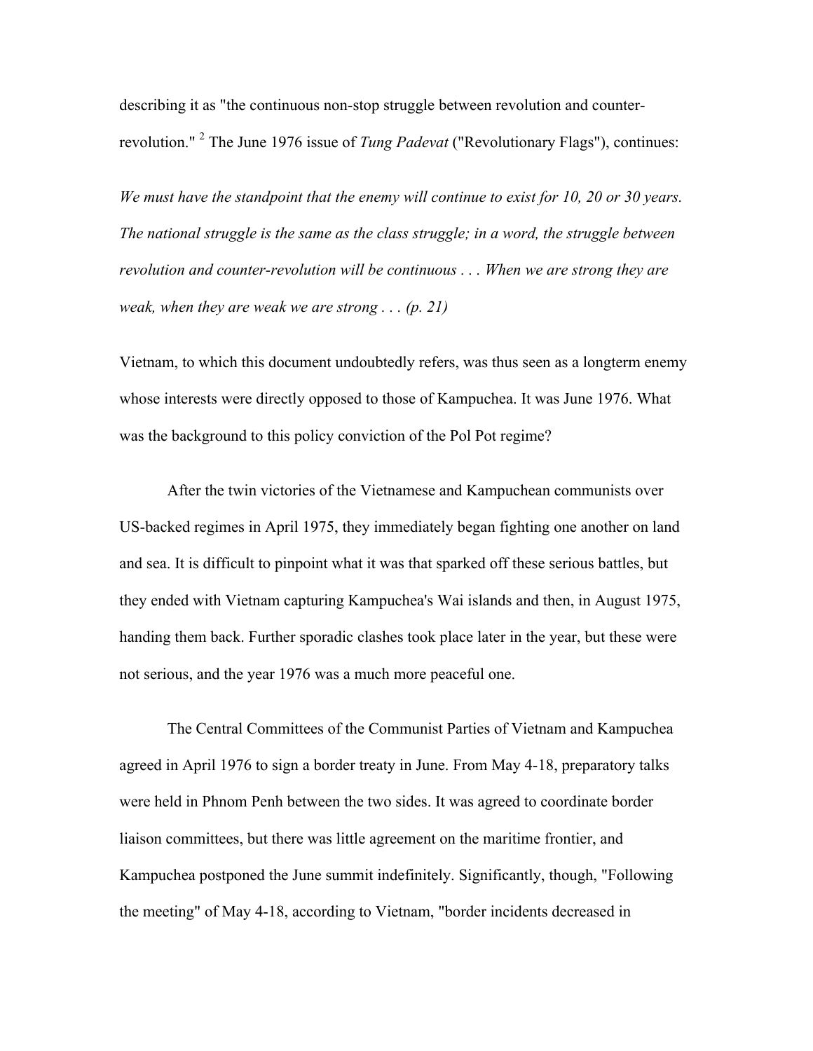describing it as "the continuous non-stop struggle between revolution and counter-revolution." [2] The June 1976 issue of *Tung Padevat* ("Revolutionary Flags"), continues:

*We must have the standpoint that the enemy will continue to exist for 10, 20 or 30 years. The national struggle is the same as the class struggle; in a word, the struggle between revolution and counter-revolution will be continuous . . . When we are strong they are weak, when they are weak we are strong . . . (p. 21)*

Vietnam, to which this document undoubtedly refers, was thus seen as a longterm enemy whose interests were directly opposed to those of Kampuchea. It was June 1976. What was the background to this policy conviction of the Pol Pot regime?

After the twin victories of the Vietnamese and Kampuchean communists over US-backed regimes in April 1975, they immediately began fighting one another on land and sea. It is difficult to pinpoint what it was that sparked off these serious battles, but they ended with Vietnam capturing Kampuchea's Wai islands and then, in August 1975, handing them back. Further sporadic clashes took place later in the year, but these were not serious, and the year 1976 was a much more peaceful one.

The Central Committees of the Communist Parties of Vietnam and Kampuchea agreed in April 1976 to sign a border treaty in June. From May 4-18, preparatory talks were held in Phnom Penh between the two sides. It was agreed to coordinate border liaison committees, but there was little agreement on the maritime frontier, and Kampuchea postponed the June summit indefinitely. Significantly, though, "Following the meeting" of May 4-18, according to Vietnam, "border incidents decreased in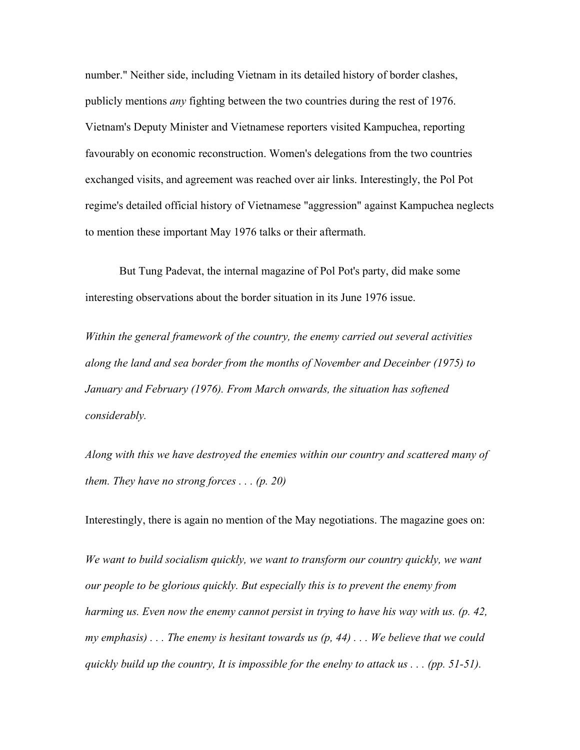number." Neither side, including Vietnam in its detailed history of border clashes, publicly mentions *any* fighting between the two countries during the rest of 1976. Vietnam's Deputy Minister and Vietnamese reporters visited Kampuchea, reporting favourably on economic reconstruction. Women's delegations from the two countries exchanged visits, and agreement was reached over air links. Interestingly, the Pol Pot regime's detailed official history of Vietnamese "aggression" against Kampuchea neglects to mention these important May 1976 talks or their aftermath.

But Tung Padevat, the internal magazine of Pol Pot's party, did make some interesting observations about the border situation in its June 1976 issue.

*Within the general framework of the country, the enemy carried out several activities along the land and sea border from the months of November and Deceinber (1975) to January and February (1976). From March onwards, the situation has softened considerably.*

*Along with this we have destroyed the enemies within our country and scattered many of them. They have no strong forces . . . (p. 20)*

Interestingly, there is again no mention of the May negotiations. The magazine goes on:

*We want to build socialism quickly, we want to transform our country quickly, we want our people to be glorious quickly. But especially this is to prevent the enemy from harming us. Even now the enemy cannot persist in trying to have his way with us. (p. 42, my emphasis) . . . The enemy is hesitant towards us (p, 44) . . . We believe that we could quickly build up the country, It is impossible for the enelny to attack us . . . (pp. 51-51).*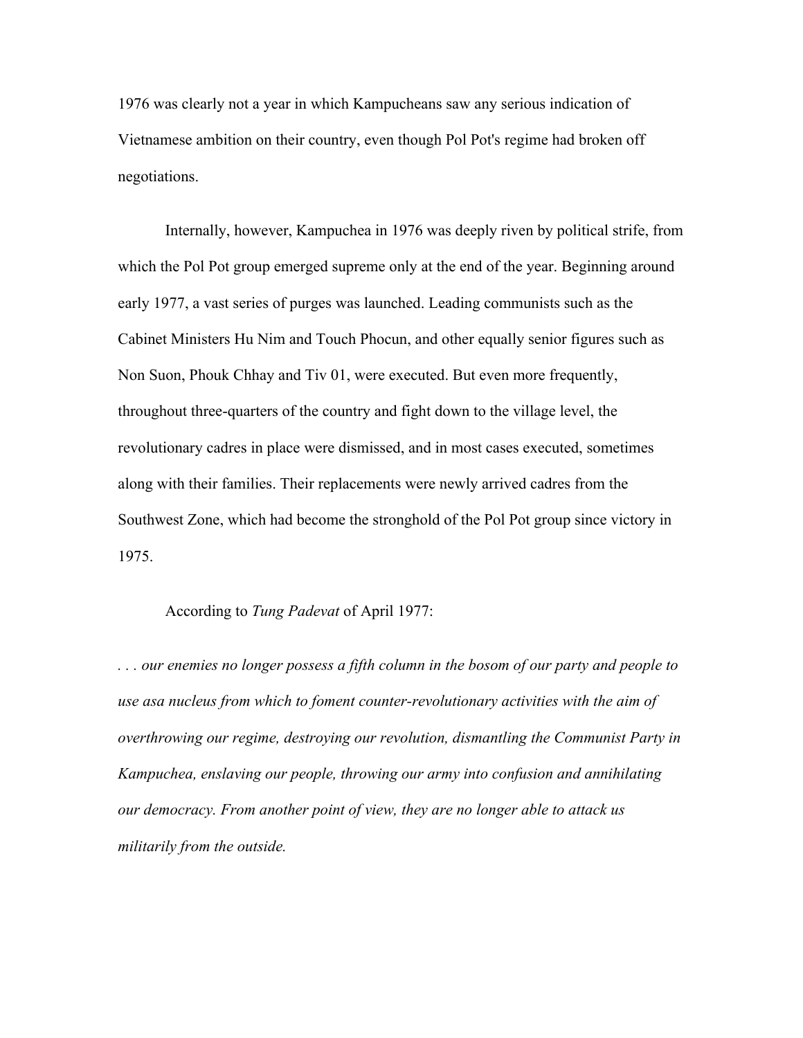1976 was clearly not a year in which Kampucheans saw any serious indication of Vietnamese ambition on their country, even though Pol Pot's regime had broken off negotiations.

Internally, however, Kampuchea in 1976 was deeply riven by political strife, from which the Pol Pot group emerged supreme only at the end of the year. Beginning around early 1977, a vast series of purges was launched. Leading communists such as the Cabinet Ministers Hu Nim and Touch Phocun, and other equally senior figures such as Non Suon, Phouk Chhay and Tiv 01, were executed. But even more frequently, throughout three-quarters of the country and fight down to the village level, the revolutionary cadres in place were dismissed, and in most cases executed, sometimes along with their families. Their replacements were newly arrived cadres from the Southwest Zone, which had become the stronghold of the Pol Pot group since victory in 1975.

According to *Tung Padevat* of April 1977:

*. . . our enemies no longer possess a fifth column in the bosom of our party and people to use asa nucleus from which to foment counter-revolutionary activities with the aim of overthrowing our regime, destroying our revolution, dismantling the Communist Party in Kampuchea, enslaving our people, throwing our army into confusion and annihilating our democracy. From another point of view, they are no longer able to attack us militarily from the outside.*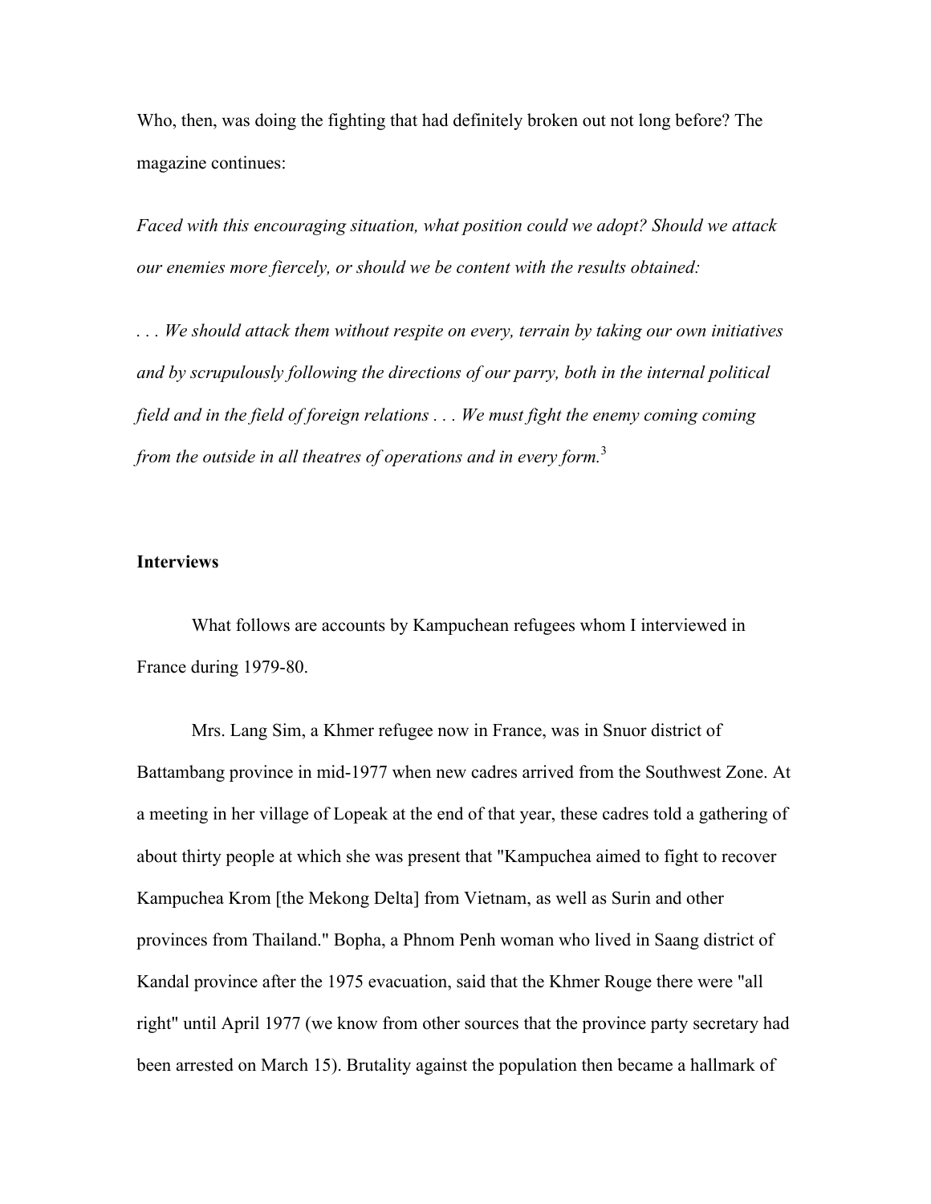Who, then, was doing the fighting that had definitely broken out not long before? The magazine continues:

*Faced with this encouraging situation, what position could we adopt? Should we attack our enemies more fiercely, or should we be content with the results obtained:*

*. . . We should attack them without respite on every, terrain by taking our own initiatives and by scrupulously following the directions of our parry, both in the internal political field and in the field of foreign relations . . . We must fight the enemy coming coming from the outside in all theatres of operations and in every form.*[3]

### Interviews

What follows are accounts by Kampuchean refugees whom I interviewed in France during 1979-80.

Mrs. Lang Sim, a Khmer refugee now in France, was in Snuor district of Battambang province in mid-1977 when new cadres arrived from the Southwest Zone. At a meeting in her village of Lopeak at the end of that year, these cadres told a gathering of about thirty people at which she was present that "Kampuchea aimed to fight to recover Kampuchea Krom [the Mekong Delta] from Vietnam, as well as Surin and other provinces from Thailand." Bopha, a Phnom Penh woman who lived in Saang district of Kandal province after the 1975 evacuation, said that the Khmer Rouge there were "all right" until April 1977 (we know from other sources that the province party secretary had been arrested on March 15). Brutality against the population then became a hallmark of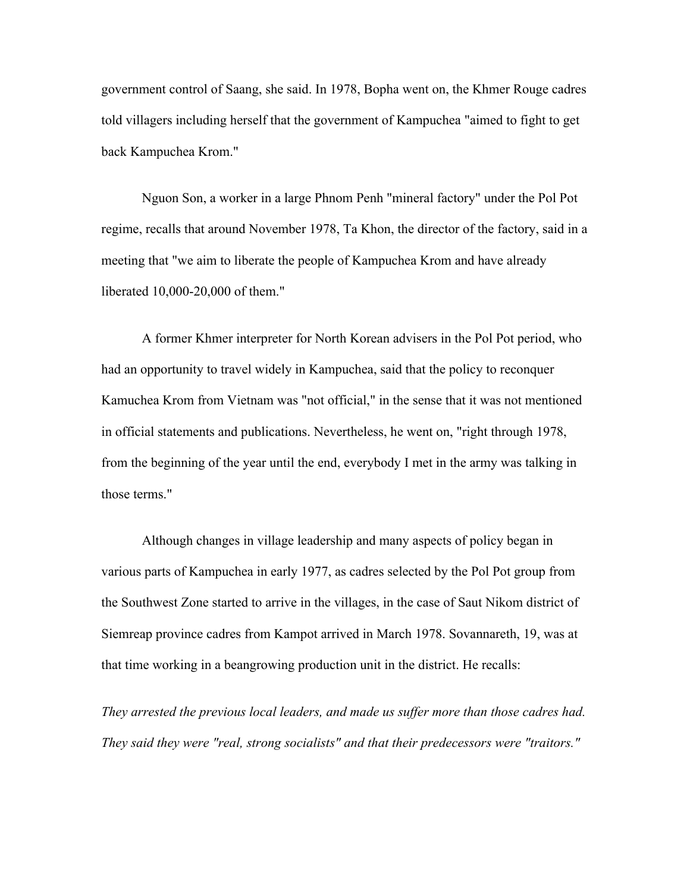government control of Saang, she said. In 1978, Bopha went on, the Khmer Rouge cadres told villagers including herself that the government of Kampuchea "aimed to fight to get back Kampuchea Krom."

Nguon Son, a worker in a large Phnom Penh "mineral factory" under the Pol Pot regime, recalls that around November 1978, Ta Khon, the director of the factory, said in a meeting that "we aim to liberate the people of Kampuchea Krom and have already liberated 10,000-20,000 of them."

A former Khmer interpreter for North Korean advisers in the Pol Pot period, who had an opportunity to travel widely in Kampuchea, said that the policy to reconquer Kamuchea Krom from Vietnam was "not official," in the sense that it was not mentioned in official statements and publications. Nevertheless, he went on, "right through 1978, from the beginning of the year until the end, everybody I met in the army was talking in those terms."

Although changes in village leadership and many aspects of policy began in various parts of Kampuchea in early 1977, as cadres selected by the Pol Pot group from the Southwest Zone started to arrive in the villages, in the case of Saut Nikom district of Siemreap province cadres from Kampot arrived in March 1978. Sovannareth, 19, was at that time working in a beangrowing production unit in the district. He recalls:

*They arrested the previous local leaders, and made us suffer more than those cadres had. They said they were "real, strong socialists" and that their predecessors were "traitors."*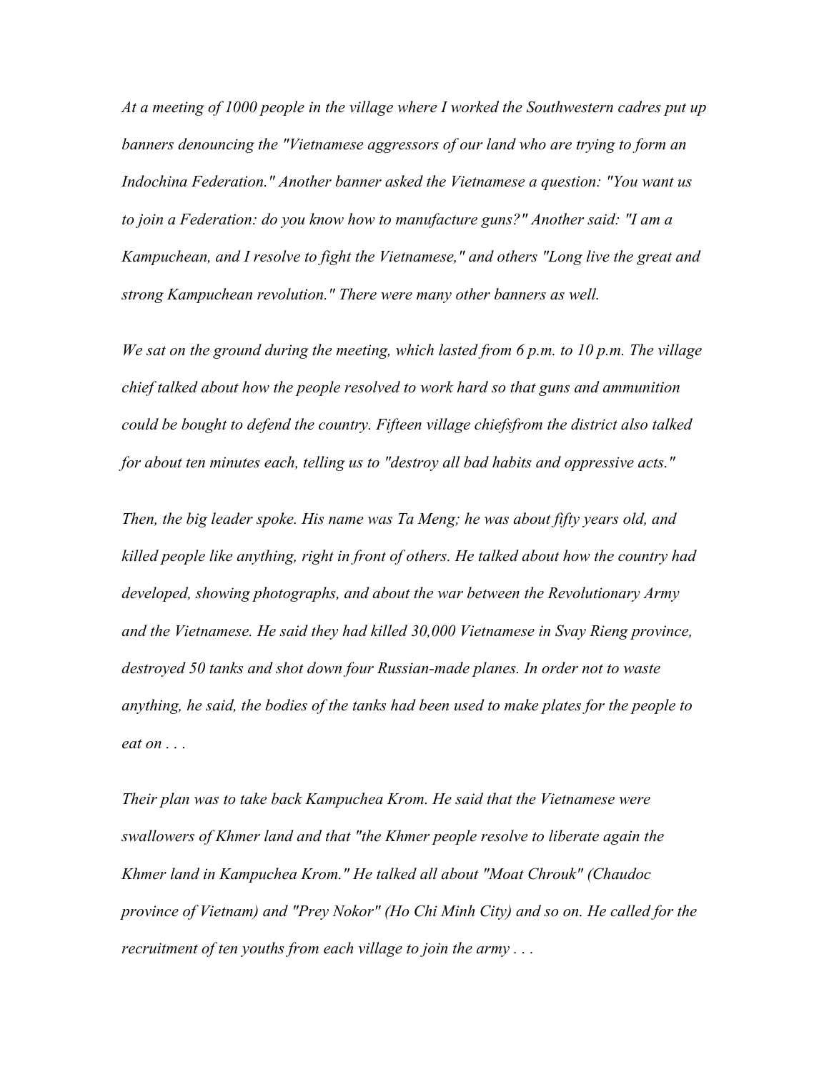*At a meeting of 1000 people in the village where I worked the Southwestern cadres put up banners denouncing the "Vietnamese aggressors of our land who are trying to form an Indochina Federation." Another banner asked the Vietnamese a question: "You want us to join a Federation: do you know how to manufacture guns?" Another said: "I am a Kampuchean, and I resolve to fight the Vietnamese," and others "Long live the great and strong Kampuchean revolution." There were many other banners as well.*

*We sat on the ground during the meeting, which lasted from 6 p.m. to 10 p.m. The village chief talked about how the people resolved to work hard so that guns and ammunition could be bought to defend the country. Fifteen village chiefsfrom the district also talked for about ten minutes each, telling us to "destroy all bad habits and oppressive acts."*

*Then, the big leader spoke. His name was Ta Meng; he was about fifty years old, and killed people like anything, right in front of others. He talked about how the country had developed, showing photographs, and about the war between the Revolutionary Army and the Vietnamese. He said they had killed 30,000 Vietnamese in Svay Rieng province, destroyed 50 tanks and shot down four Russian-made planes. In order not to waste anything, he said, the bodies of the tanks had been used to make plates for the people to eat on . . .*

*Their plan was to take back Kampuchea Krom. He said that the Vietnamese were swallowers of Khmer land and that "the Khmer people resolve to liberate again the Khmer land in Kampuchea Krom." He talked all about "Moat Chrouk" (Chaudoc province of Vietnam) and "Prey Nokor" (Ho Chi Minh City) and so on. He called for the recruitment of ten youths from each village to join the army . . .*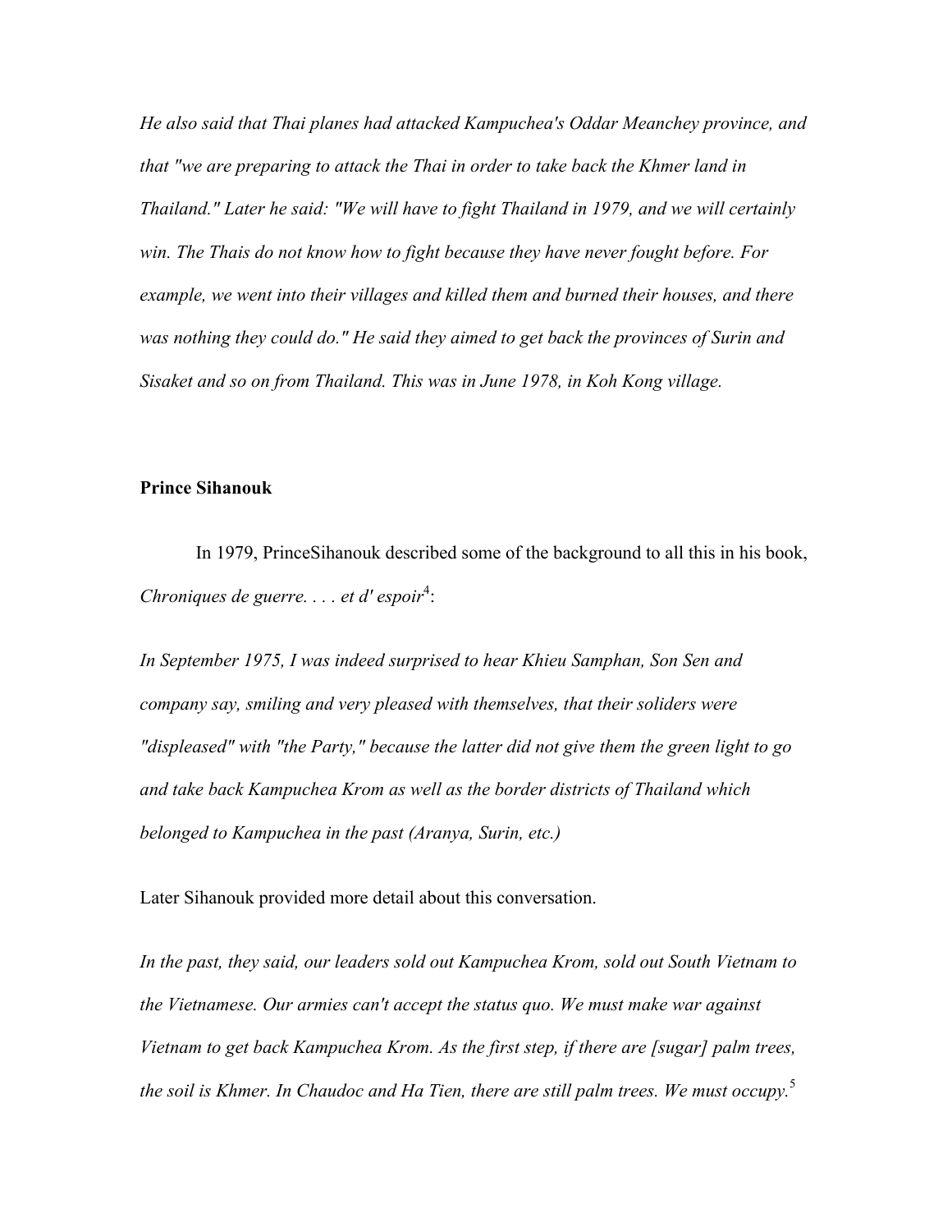*He also said that Thai planes had attacked Kampuchea's Oddar Meanchey province, and that "we are preparing to attack the Thai in order to take back the Khmer land in Thailand." Later he said: "We will have to fight Thailand in 1979, and we will certainly win. The Thais do not know how to fight because they have never fought before. For example, we went into their villages and killed them and burned their houses, and there was nothing they could do." He said they aimed to get back the provinces of Surin and Sisaket and so on from Thailand. This was in June 1978, in Koh Kong village.*

**Prince Sihanouk**

In 1979, PrinceSihanouk described some of the background to all this in his book, *Chroniques de guerre. . . . et d' espoir*[4]:

*In September 1975, I was indeed surprised to hear Khieu Samphan, Son Sen and company say, smiling and very pleased with themselves, that their soliders were "displeased" with "the Party," because the latter did not give them the green light to go and take back Kampuchea Krom as well as the border districts of Thailand which belonged to Kampuchea in the past (Aranya, Surin, etc.)*

Later Sihanouk provided more detail about this conversation.

*In the past, they said, our leaders sold out Kampuchea Krom, sold out South Vietnam to the Vietnamese. Our armies can't accept the status quo. We must make war against Vietnam to get back Kampuchea Krom. As the first step, if there are [sugar] palm trees, the soil is Khmer. In Chaudoc and Ha Tien, there are still palm trees. We must occupy.*[5]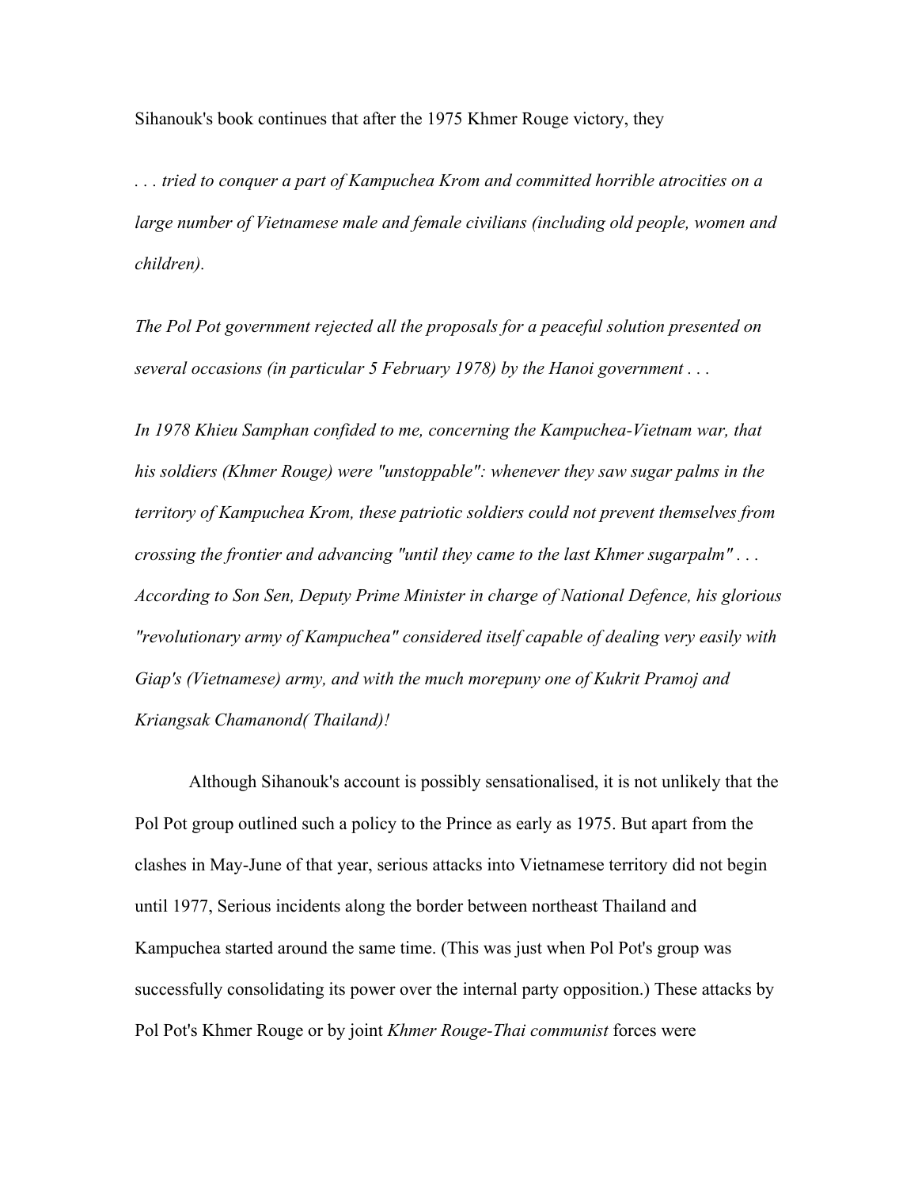Sihanouk's book continues that after the 1975 Khmer Rouge victory, they

*. . . tried to conquer a part of Kampuchea Krom and committed horrible atrocities on a large number of Vietnamese male and female civilians (including old people, women and children).*

*The Pol Pot government rejected all the proposals for a peaceful solution presented on several occasions (in particular 5 February 1978) by the Hanoi government . . .*

*In 1978 Khieu Samphan confided to me, concerning the Kampuchea-Vietnam war, that his soldiers (Khmer Rouge) were "unstoppable": whenever they saw sugar palms in the territory of Kampuchea Krom, these patriotic soldiers could not prevent themselves from crossing the frontier and advancing "until they came to the last Khmer sugarpalm" . . . According to Son Sen, Deputy Prime Minister in charge of National Defence, his glorious "revolutionary army of Kampuchea" considered itself capable of dealing very easily with Giap's (Vietnamese) army, and with the much morepuny one of Kukrit Pramoj and Kriangsak Chamanond( Thailand)!*

Although Sihanouk's account is possibly sensationalised, it is not unlikely that the Pol Pot group outlined such a policy to the Prince as early as 1975. But apart from the clashes in May-June of that year, serious attacks into Vietnamese territory did not begin until 1977, Serious incidents along the border between northeast Thailand and Kampuchea started around the same time. (This was just when Pol Pot's group was successfully consolidating its power over the internal party opposition.) These attacks by Pol Pot's Khmer Rouge or by joint *Khmer Rouge-Thai communist* forces were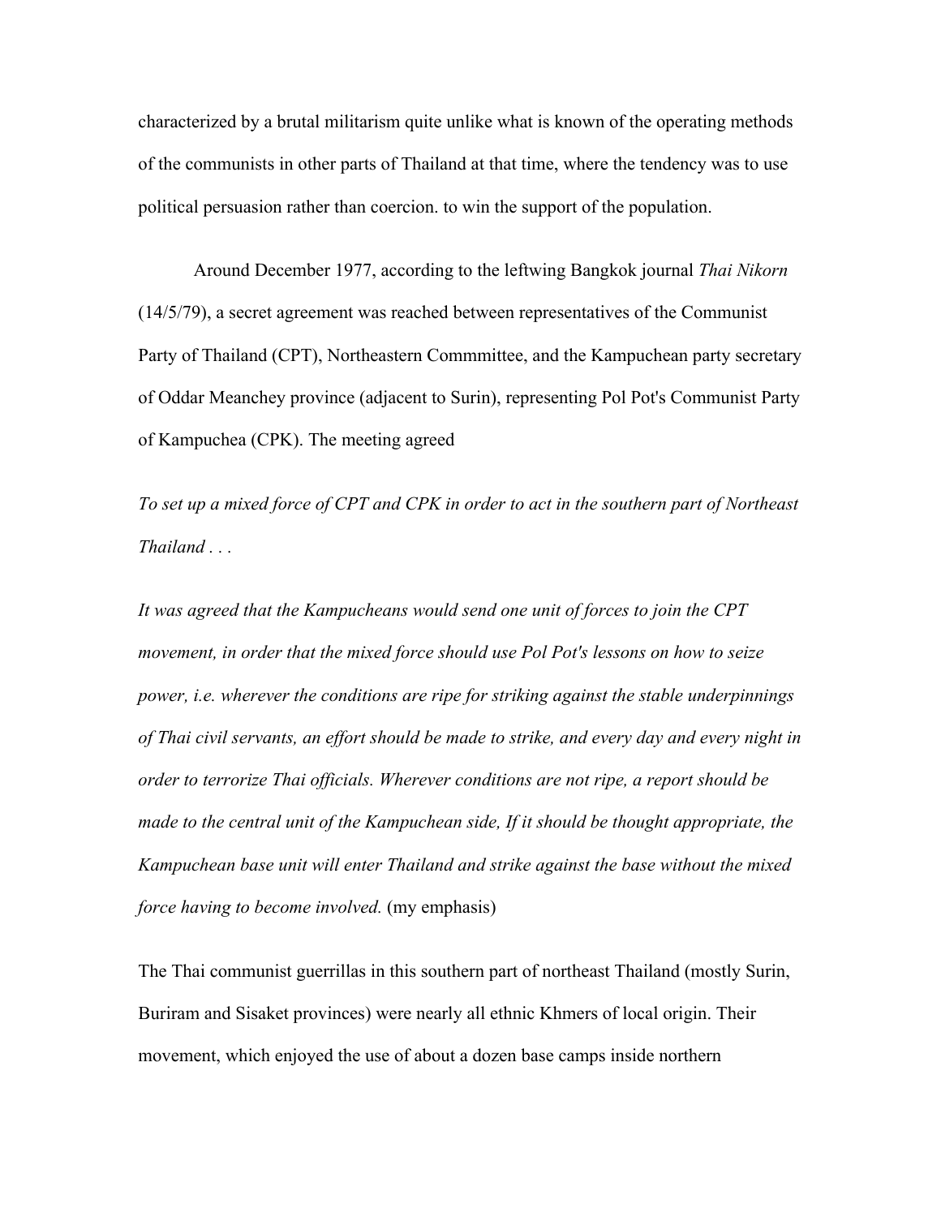characterized by a brutal militarism quite unlike what is known of the operating methods of the communists in other parts of Thailand at that time, where the tendency was to use political persuasion rather than coercion. to win the support of the population.

Around December 1977, according to the leftwing Bangkok journal *Thai Nikorn* (14/5/79), a secret agreement was reached between representatives of the Communist Party of Thailand (CPT), Northeastern Commmittee, and the Kampuchean party secretary of Oddar Meanchey province (adjacent to Surin), representing Pol Pot's Communist Party of Kampuchea (CPK). The meeting agreed

*To set up a mixed force of CPT and CPK in order to act in the southern part of Northeast Thailand . . .*

*It was agreed that the Kampucheans would send one unit of forces to join the CPT movement, in order that the mixed force should use Pol Pot's lessons on how to seize power, i.e. wherever the conditions are ripe for striking against the stable underpinnings of Thai civil servants, an effort should be made to strike, and every day and every night in order to terrorize Thai officials. Wherever conditions are not ripe, a report should be made to the central unit of the Kampuchean side, If it should be thought appropriate, the Kampuchean base unit will enter Thailand and strike against the base without the mixed force having to become involved.* (my emphasis)

The Thai communist guerrillas in this southern part of northeast Thailand (mostly Surin, Buriram and Sisaket provinces) were nearly all ethnic Khmers of local origin. Their movement, which enjoyed the use of about a dozen base camps inside northern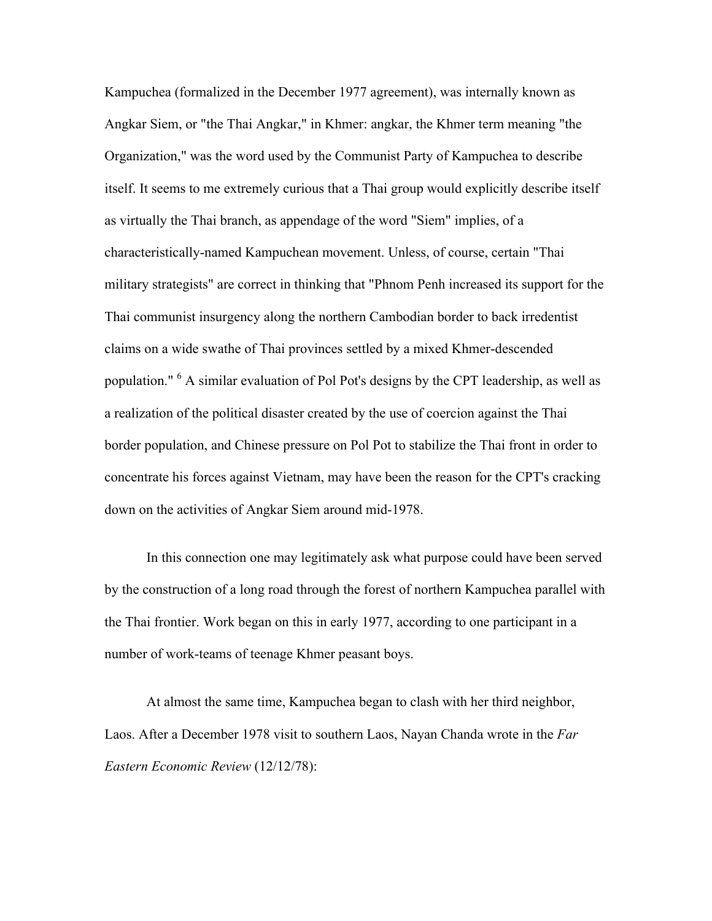Kampuchea (formalized in the December 1977 agreement), was internally known as Angkar Siem, or "the Thai Angkar," in Khmer: angkar, the Khmer term meaning "the Organization," was the word used by the Communist Party of Kampuchea to describe itself. It seems to me extremely curious that a Thai group would explicitly describe itself as virtually the Thai branch, as appendage of the word "Siem" implies, of a characteristically-named Kampuchean movement. Unless, of course, certain "Thai military strategists" are correct in thinking that "Phnom Penh increased its support for the Thai communist insurgency along the northern Cambodian border to back irredentist claims on a wide swathe of Thai provinces settled by a mixed Khmer-descended population." [6] A similar evaluation of Pol Pot's designs by the CPT leadership, as well as a realization of the political disaster created by the use of coercion against the Thai border population, and Chinese pressure on Pol Pot to stabilize the Thai front in order to concentrate his forces against Vietnam, may have been the reason for the CPT's cracking down on the activities of Angkar Siem around mid-1978.

In this connection one may legitimately ask what purpose could have been served by the construction of a long road through the forest of northern Kampuchea parallel with the Thai frontier. Work began on this in early 1977, according to one participant in a number of work-teams of teenage Khmer peasant boys.

At almost the same time, Kampuchea began to clash with her third neighbor, Laos. After a December 1978 visit to southern Laos, Nayan Chanda wrote in the *Far Eastern Economic Review* (12/12/78):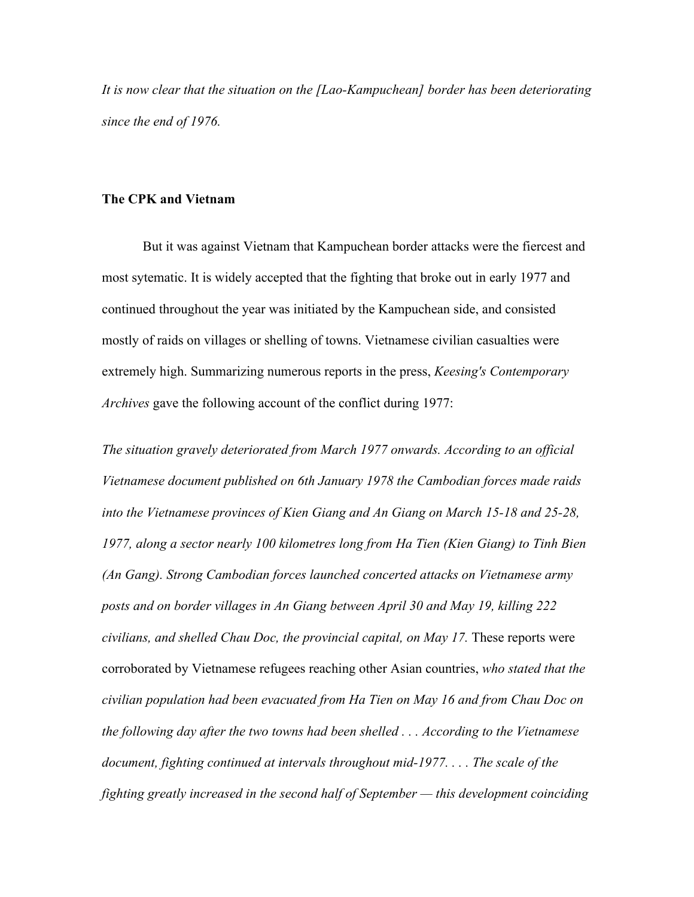*It is now clear that the situation on the [Lao-Kampuchean] border has been deteriorating since the end of 1976.*

**The CPK and Vietnam**

But it was against Vietnam that Kampuchean border attacks were the fiercest and most sytematic. It is widely accepted that the fighting that broke out in early 1977 and continued throughout the year was initiated by the Kampuchean side, and consisted mostly of raids on villages or shelling of towns. Vietnamese civilian casualties were extremely high. Summarizing numerous reports in the press, *Keesing's Contemporary Archives* gave the following account of the conflict during 1977:

*The situation gravely deteriorated from March 1977 onwards. According to an official Vietnamese document published on 6th January 1978 the Cambodian forces made raids into the Vietnamese provinces of Kien Giang and An Giang on March 15-18 and 25-28, 1977, along a sector nearly 100 kilometres long from Ha Tien (Kien Giang) to Tinh Bien (An Gang). Strong Cambodian forces launched concerted attacks on Vietnamese army posts and on border villages in An Giang between April 30 and May 19, killing 222 civilians, and shelled Chau Doc, the provincial capital, on May 17.* These reports were corroborated by Vietnamese refugees reaching other Asian countries, *who stated that the civilian population had been evacuated from Ha Tien on May 16 and from Chau Doc on the following day after the two towns had been shelled . . . According to the Vietnamese document, fighting continued at intervals throughout mid-1977. . . . The scale of the fighting greatly increased in the second half of September — this development coinciding*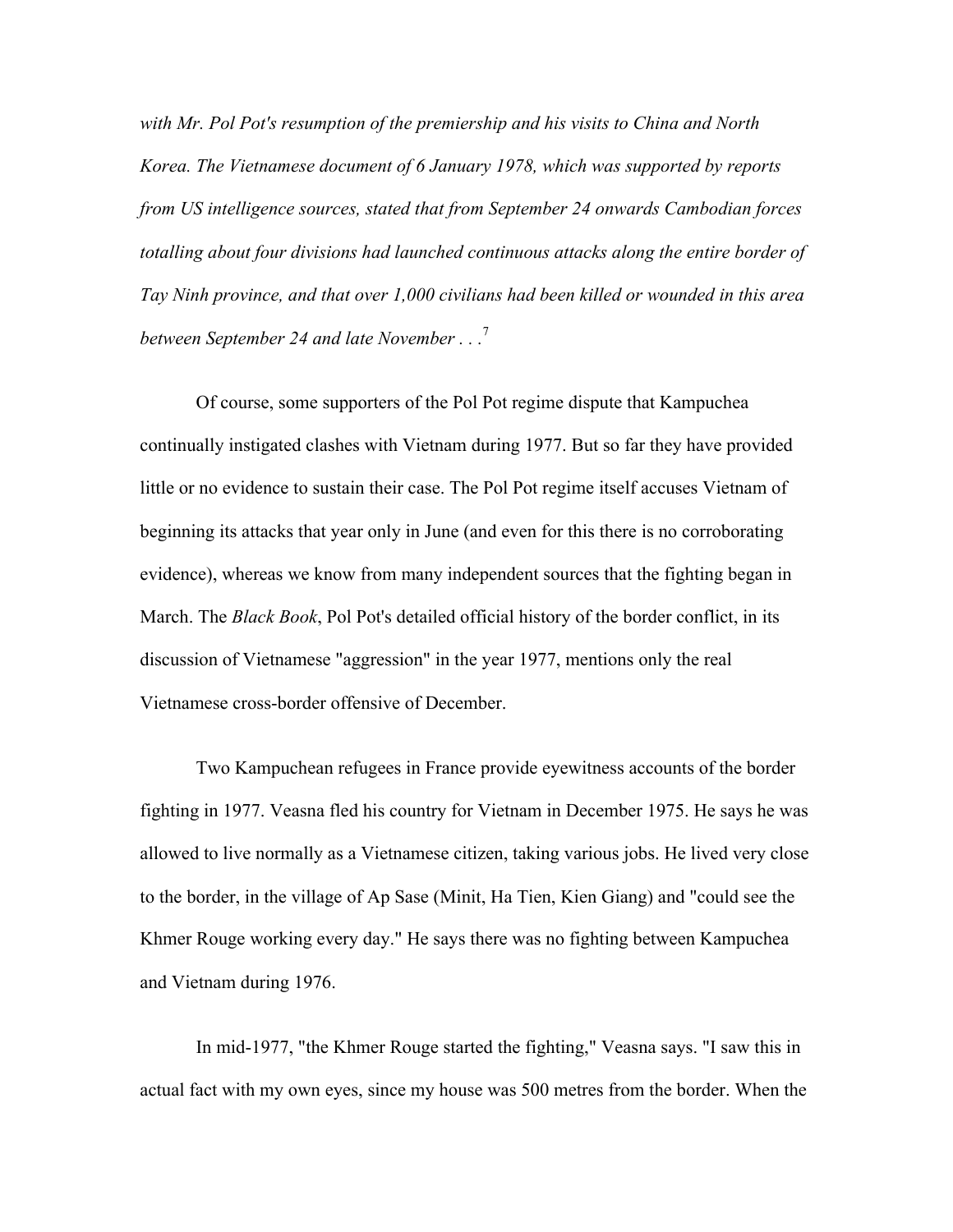*with Mr. Pol Pot's resumption of the premiership and his visits to China and North Korea. The Vietnamese document of 6 January 1978, which was supported by reports from US intelligence sources, stated that from September 24 onwards Cambodian forces totalling about four divisions had launched continuous attacks along the entire border of Tay Ninh province, and that over 1,000 civilians had been killed or wounded in this area between September 24 and late November . . .*[7]

Of course, some supporters of the Pol Pot regime dispute that Kampuchea continually instigated clashes with Vietnam during 1977. But so far they have provided little or no evidence to sustain their case. The Pol Pot regime itself accuses Vietnam of beginning its attacks that year only in June (and even for this there is no corroborating evidence), whereas we know from many independent sources that the fighting began in March. The *Black Book*, Pol Pot's detailed official history of the border conflict, in its discussion of Vietnamese "aggression" in the year 1977, mentions only the real Vietnamese cross-border offensive of December.

Two Kampuchean refugees in France provide eyewitness accounts of the border fighting in 1977. Veasna fled his country for Vietnam in December 1975. He says he was allowed to live normally as a Vietnamese citizen, taking various jobs. He lived very close to the border, in the village of Ap Sase (Minit, Ha Tien, Kien Giang) and "could see the Khmer Rouge working every day." He says there was no fighting between Kampuchea and Vietnam during 1976.

In mid-1977, "the Khmer Rouge started the fighting," Veasna says. "I saw this in actual fact with my own eyes, since my house was 500 metres from the border. When the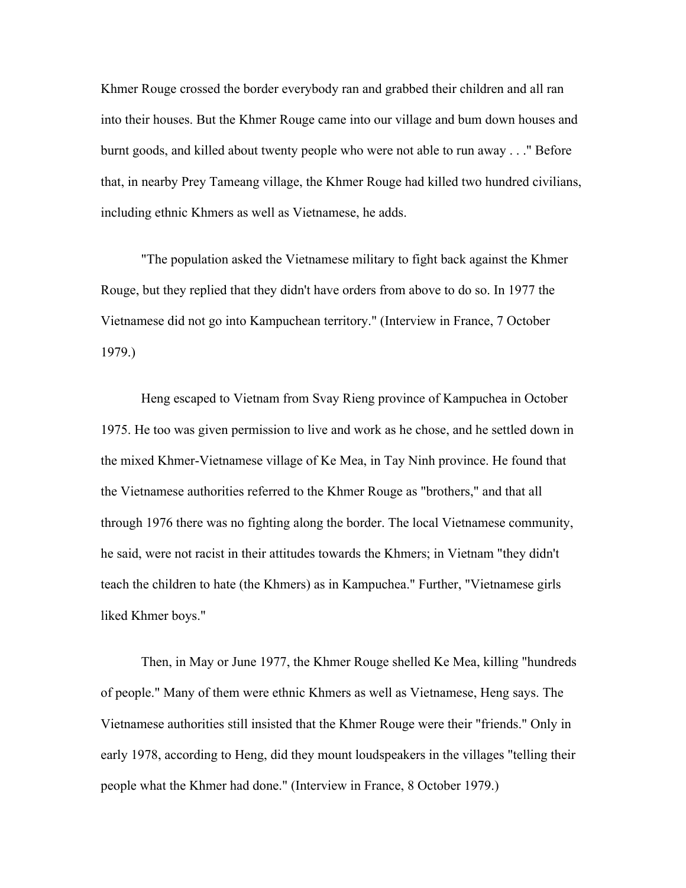Khmer Rouge crossed the border everybody ran and grabbed their children and all ran into their houses. But the Khmer Rouge came into our village and bum down houses and burnt goods, and killed about twenty people who were not able to run away . . ." Before that, in nearby Prey Tameang village, the Khmer Rouge had killed two hundred civilians, including ethnic Khmers as well as Vietnamese, he adds.

"The population asked the Vietnamese military to fight back against the Khmer Rouge, but they replied that they didn't have orders from above to do so. In 1977 the Vietnamese did not go into Kampuchean territory." (Interview in France, 7 October 1979.)

Heng escaped to Vietnam from Svay Rieng province of Kampuchea in October 1975. He too was given permission to live and work as he chose, and he settled down in the mixed Khmer-Vietnamese village of Ke Mea, in Tay Ninh province. He found that the Vietnamese authorities referred to the Khmer Rouge as "brothers," and that all through 1976 there was no fighting along the border. The local Vietnamese community, he said, were not racist in their attitudes towards the Khmers; in Vietnam "they didn't teach the children to hate (the Khmers) as in Kampuchea." Further, "Vietnamese girls liked Khmer boys."

Then, in May or June 1977, the Khmer Rouge shelled Ke Mea, killing "hundreds of people." Many of them were ethnic Khmers as well as Vietnamese, Heng says. The Vietnamese authorities still insisted that the Khmer Rouge were their "friends." Only in early 1978, according to Heng, did they mount loudspeakers in the villages "telling their people what the Khmer had done." (Interview in France, 8 October 1979.)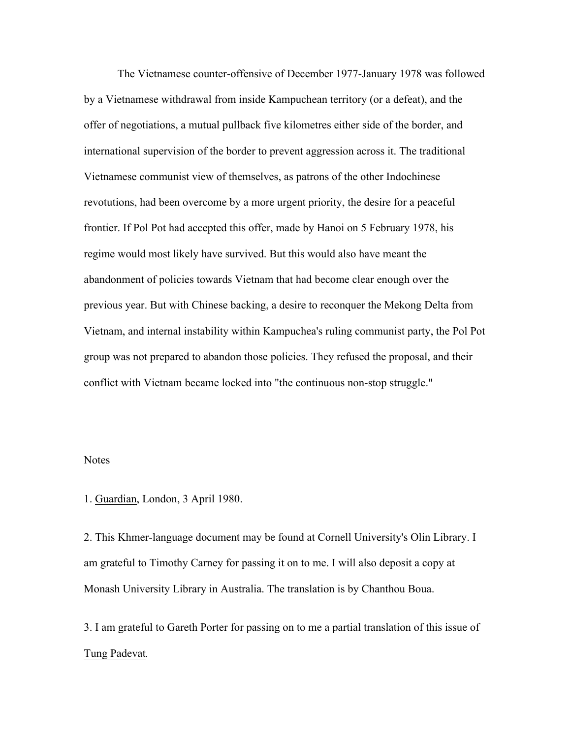The Vietnamese counter-offensive of December 1977-January 1978 was followed by a Vietnamese withdrawal from inside Kampuchean territory (or a defeat), and the offer of negotiations, a mutual pullback five kilometres either side of the border, and international supervision of the border to prevent aggression across it. The traditional Vietnamese communist view of themselves, as patrons of the other Indochinese revotutions, had been overcome by a more urgent priority, the desire for a peaceful frontier. If Pol Pot had accepted this offer, made by Hanoi on 5 February 1978, his regime would most likely have survived. But this would also have meant the abandonment of policies towards Vietnam that had become clear enough over the previous year. But with Chinese backing, a desire to reconquer the Mekong Delta from Vietnam, and internal instability within Kampuchea's ruling communist party, the Pol Pot group was not prepared to abandon those policies. They refused the proposal, and their conflict with Vietnam became locked into "the continuous non-stop struggle."

Notes

1. Guardian, London, 3 April 1980.

2. This Khmer-language document may be found at Cornell University's Olin Library. I am grateful to Timothy Carney for passing it on to me. I will also deposit a copy at Monash University Library in Australia. The translation is by Chanthou Boua.

3. I am grateful to Gareth Porter for passing on to me a partial translation of this issue of Tung Padevat.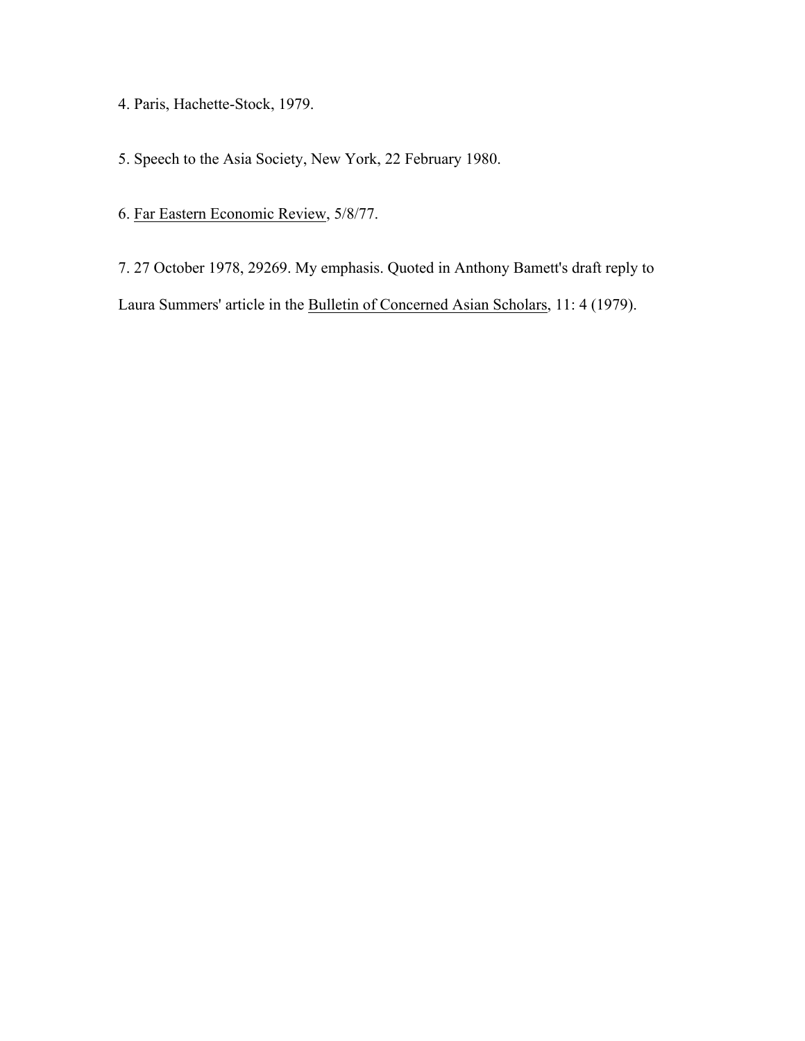4. Paris, Hachette-Stock, 1979.

5. Speech to the Asia Society, New York, 22 February 1980.

6. Far Eastern Economic Review, 5/8/77.

7. 27 October 1978, 29269. My emphasis. Quoted in Anthony Bamett's draft reply to Laura Summers' article in the Bulletin of Concerned Asian Scholars, 11: 4 (1979).